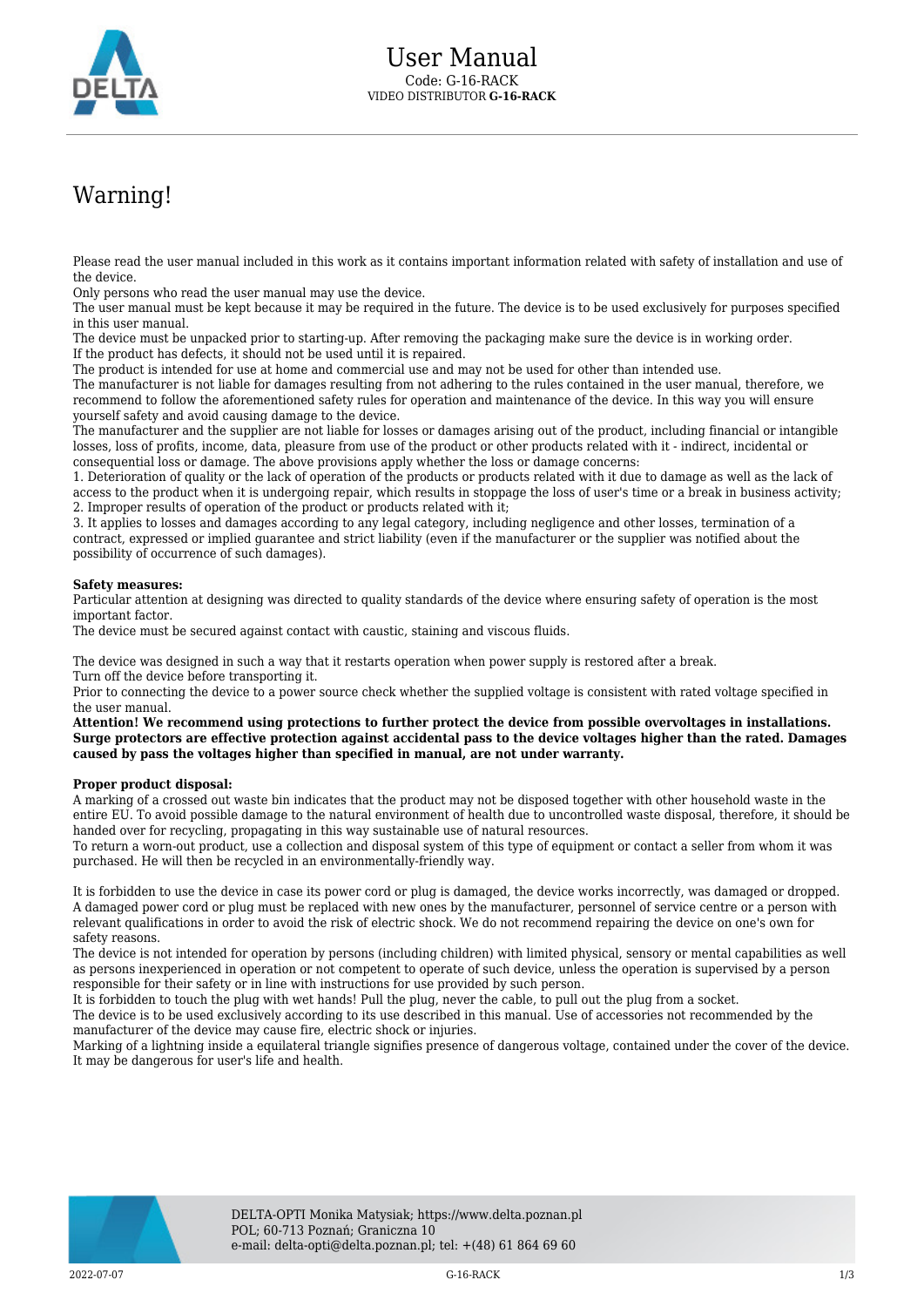# User Manual

Code: G-16-RACK

VIDEO DISTRIBUTOR **G-16-RACK**

## Warning!

Please read the user manual included in this work as it contains important information related with safety of installation and use of the device.
Only persons who read the user manual may use the device.
The user manual must be kept because it may be required in the future. The device is to be used exclusively for purposes specified in this user manual.
The device must be unpacked prior to starting-up. After removing the packaging make sure the device is in working order.
If the product has defects, it should not be used until it is repaired.
The product is intended for use at home and commercial use and may not be used for other than intended use.
The manufacturer is not liable for damages resulting from not adhering to the rules contained in the user manual, therefore, we recommend to follow the aforementioned safety rules for operation and maintenance of the device. In this way you will ensure yourself safety and avoid causing damage to the device.
The manufacturer and the supplier are not liable for losses or damages arising out of the product, including financial or intangible losses, loss of profits, income, data, pleasure from use of the product or other products related with it - indirect, incidental or consequential loss or damage. The above provisions apply whether the loss or damage concerns:
1. Deterioration of quality or the lack of operation of the products or products related with it due to damage as well as the lack of access to the product when it is undergoing repair, which results in stoppage the loss of user's time or a break in business activity;
2. Improper results of operation of the product or products related with it;
3. It applies to losses and damages according to any legal category, including negligence and other losses, termination of a contract, expressed or implied guarantee and strict liability (even if the manufacturer or the supplier was notified about the possibility of occurrence of such damages).

**Safety measures:**
Particular attention at designing was directed to quality standards of the device where ensuring safety of operation is the most important factor.
The device must be secured against contact with caustic, staining and viscous fluids.

The device was designed in such a way that it restarts operation when power supply is restored after a break.
Turn off the device before transporting it.
Prior to connecting the device to a power source check whether the supplied voltage is consistent with rated voltage specified in the user manual.
**Attention! We recommend using protections to further protect the device from possible overvoltages in installations. Surge protectors are effective protection against accidental pass to the device voltages higher than the rated. Damages caused by pass the voltages higher than specified in manual, are not under warranty.**

**Proper product disposal:**
A marking of a crossed out waste bin indicates that the product may not be disposed together with other household waste in the entire EU. To avoid possible damage to the natural environment of health due to uncontrolled waste disposal, therefore, it should be handed over for recycling, propagating in this way sustainable use of natural resources.
To return a worn-out product, use a collection and disposal system of this type of equipment or contact a seller from whom it was purchased. He will then be recycled in an environmentally-friendly way.

It is forbidden to use the device in case its power cord or plug is damaged, the device works incorrectly, was damaged or dropped. A damaged power cord or plug must be replaced with new ones by the manufacturer, personnel of service centre or a person with relevant qualifications in order to avoid the risk of electric shock. We do not recommend repairing the device on one's own for safety reasons.
The device is not intended for operation by persons (including children) with limited physical, sensory or mental capabilities as well as persons inexperienced in operation or not competent to operate of such device, unless the operation is supervised by a person responsible for their safety or in line with instructions for use provided by such person.
It is forbidden to touch the plug with wet hands! Pull the plug, never the cable, to pull out the plug from a socket.
The device is to be used exclusively according to its use described in this manual. Use of accessories not recommended by the manufacturer of the device may cause fire, electric shock or injuries.
Marking of a lightning inside a equilateral triangle signifies presence of dangerous voltage, contained under the cover of the device. It may be dangerous for user's life and health.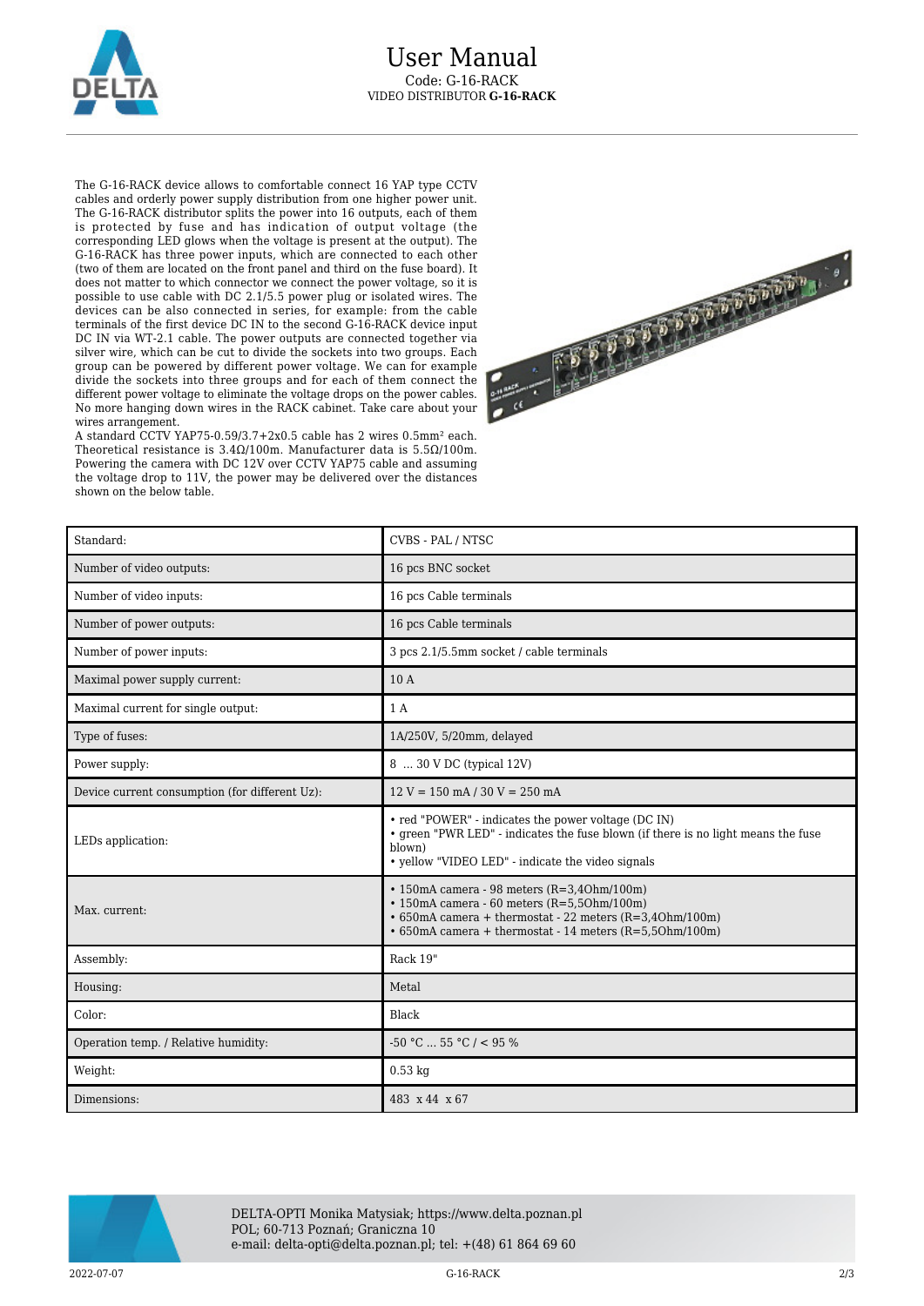# User Manual

Code: G-16-RACK

VIDEO DISTRIBUTOR **G-16-RACK**

The G-16-RACK device allows to comfortable connect 16 YAP type CCTV cables and orderly power supply distribution from one higher power unit. The G-16-RACK distributor splits the power into 16 outputs, each of them is protected by fuse and has indication of output voltage (the corresponding LED glows when the voltage is present at the output). The G-16-RACK has three power inputs, which are connected to each other (two of them are located on the front panel and third on the fuse board). It does not matter to which connector we connect the power voltage, so it is possible to use cable with DC 2.1/5.5 power plug or isolated wires. The devices can be also connected in series, for example: from the cable terminals of the first device DC IN to the second G-16-RACK device input DC IN via WT-2.1 cable. The power outputs are connected together via silver wire, which can be cut to divide the sockets into two groups. Each group can be powered by different power voltage. We can for example divide the sockets into three groups and for each of them connect the different power voltage to eliminate the voltage drops on the power cables. No more hanging down wires in the RACK cabinet. Take care about your wires arrangement.

A standard CCTV YAP75-0.59/3.7+2x0.5 cable has 2 wires 0.5mm² each. Theoretical resistance is 3.4Ω/100m. Manufacturer data is 5.5Ω/100m. Powering the camera with DC 12V over CCTV YAP75 cable and assuming the voltage drop to 11V, the power may be delivered over the distances shown on the below table.

| | |
|---|---|
| Standard: | CVBS - PAL / NTSC |
| Number of video outputs: | 16 pcs BNC socket |
| Number of video inputs: | 16 pcs Cable terminals |
| Number of power outputs: | 16 pcs Cable terminals |
| Number of power inputs: | 3 pcs 2.1/5.5mm socket / cable terminals |
| Maximal power supply current: | 10 A |
| Maximal current for single output: | 1 A |
| Type of fuses: | 1A/250V, 5/20mm, delayed |
| Power supply: | 8 ... 30 V DC (typical 12V) |
| Device current consumption (for different Uz): | 12 V = 150 mA / 30 V = 250 mA |
| LEDs application: | • red "POWER" - indicates the power voltage (DC IN)<br>• green "PWR LED" - indicates the fuse blown (if there is no light means the fuse blown)<br>• yellow "VIDEO LED" - indicate the video signals |
| Max. current: | • 150mA camera - 98 meters (R=3,4Ohm/100m)<br>• 150mA camera - 60 meters (R=5,5Ohm/100m)<br>• 650mA camera + thermostat - 22 meters (R=3,4Ohm/100m)<br>• 650mA camera + thermostat - 14 meters (R=5,5Ohm/100m) |
| Assembly: | Rack 19" |
| Housing: | Metal |
| Color: | Black |
| Operation temp. / Relative humidity: | -50 °C ... 55 °C / < 95 % |
| Weight: | 0.53 kg |
| Dimensions: | 483 x 44 x 67 |

DELTA-OPTI Monika Matysiak; https://www.delta.poznan.pl
POL; 60-713 Poznań; Graniczna 10
e-mail: delta-opti@delta.poznan.pl; tel: +(48) 61 864 69 60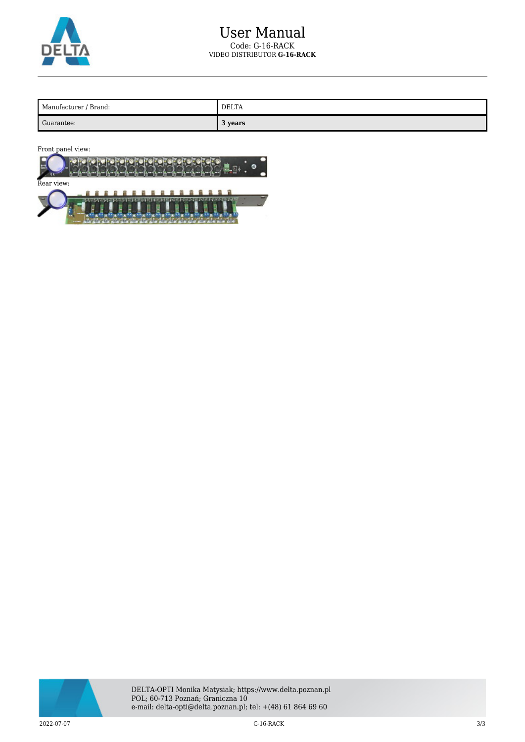| | |
|---|---|
| Manufacturer / Brand: | DELTA |
| Guarantee: | **3 years** |

Front panel view:

Rear view:

DELTA-OPTI Monika Matysiak; https://www.delta.poznan.pl
POL; 60-713 Poznań; Graniczna 10
e-mail: delta-opti@delta.poznan.pl; tel: +(48) 61 864 69 60